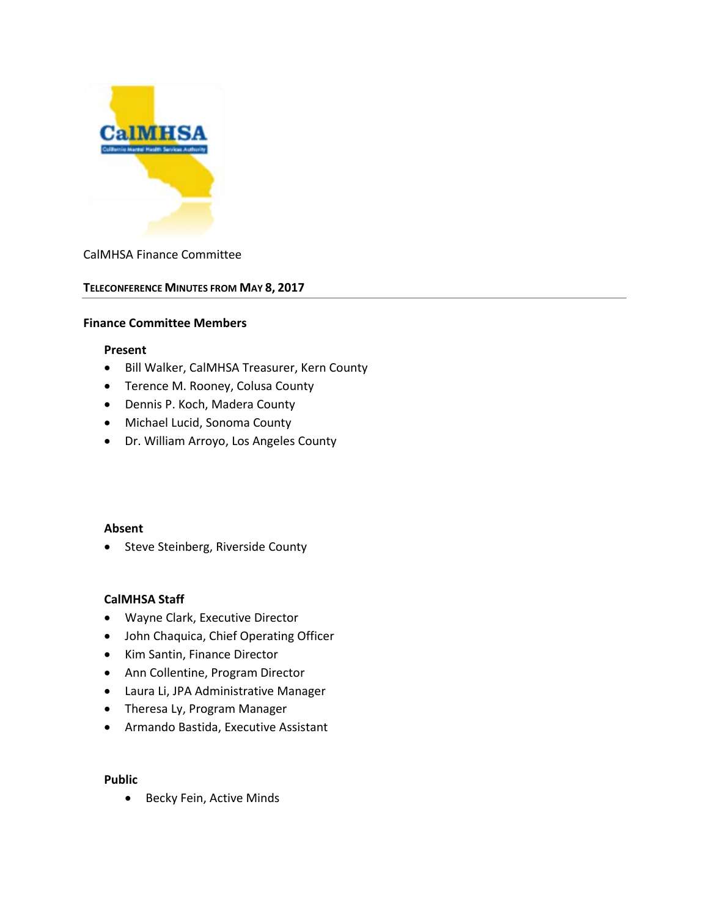CalMHSA Finance Committee

## TELECONFERENCE MINUTES FROM MAY 8, 2017

### Finance Committee Members

**Present**

- Bill Walker, CalMHSA Treasurer, Kern County
- Terence M. Rooney, Colusa County
- Dennis P. Koch, Madera County
- Michael Lucid, Sonoma County
- Dr. William Arroyo, Los Angeles County

**Absent**

- Steve Steinberg, Riverside County

**CalMHSA Staff**

- Wayne Clark, Executive Director
- John Chaquica, Chief Operating Officer
- Kim Santin, Finance Director
- Ann Collentine, Program Director
- Laura Li, JPA Administrative Manager
- Theresa Ly, Program Manager
- Armando Bastida, Executive Assistant

**Public**

- Becky Fein, Active Minds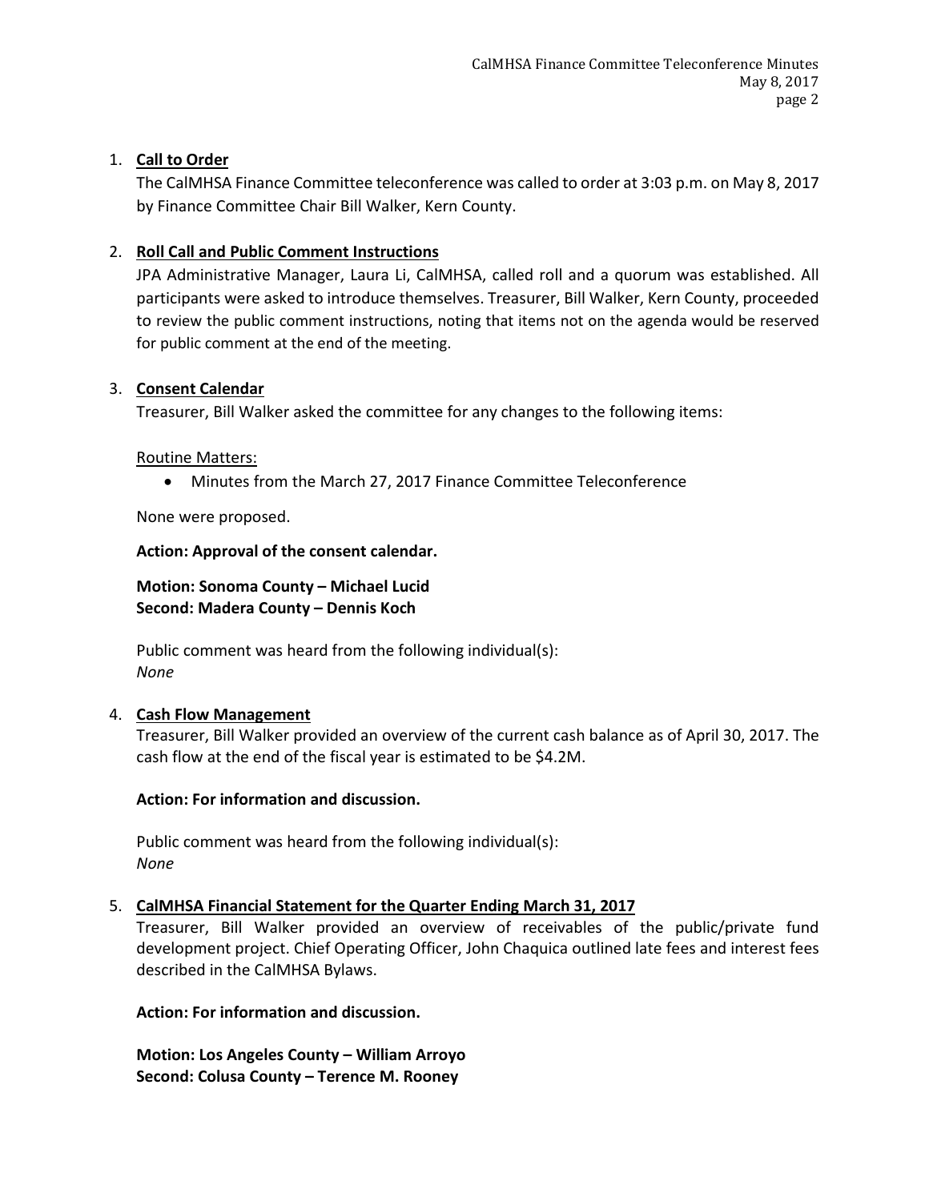1. **Call to Order**

   The CalMHSA Finance Committee teleconference was called to order at 3:03 p.m. on May 8, 2017 by Finance Committee Chair Bill Walker, Kern County.

2. **Roll Call and Public Comment Instructions**

   JPA Administrative Manager, Laura Li, CalMHSA, called roll and a quorum was established. All participants were asked to introduce themselves. Treasurer, Bill Walker, Kern County, proceeded to review the public comment instructions, noting that items not on the agenda would be reserved for public comment at the end of the meeting.

3. **Consent Calendar**

   Treasurer, Bill Walker asked the committee for any changes to the following items:

   Routine Matters:

   - Minutes from the March 27, 2017 Finance Committee Teleconference

   None were proposed.

   **Action: Approval of the consent calendar.**

   **Motion: Sonoma County – Michael Lucid**
   **Second: Madera County – Dennis Koch**

   Public comment was heard from the following individual(s):
   *None*

4. **Cash Flow Management**

   Treasurer, Bill Walker provided an overview of the current cash balance as of April 30, 2017. The cash flow at the end of the fiscal year is estimated to be $4.2M.

   **Action: For information and discussion.**

   Public comment was heard from the following individual(s):
   *None*

5. **CalMHSA Financial Statement for the Quarter Ending March 31, 2017**

   Treasurer, Bill Walker provided an overview of receivables of the public/private fund development project. Chief Operating Officer, John Chaquica outlined late fees and interest fees described in the CalMHSA Bylaws.

   **Action: For information and discussion.**

   **Motion: Los Angeles County – William Arroyo**
   **Second: Colusa County – Terence M. Rooney**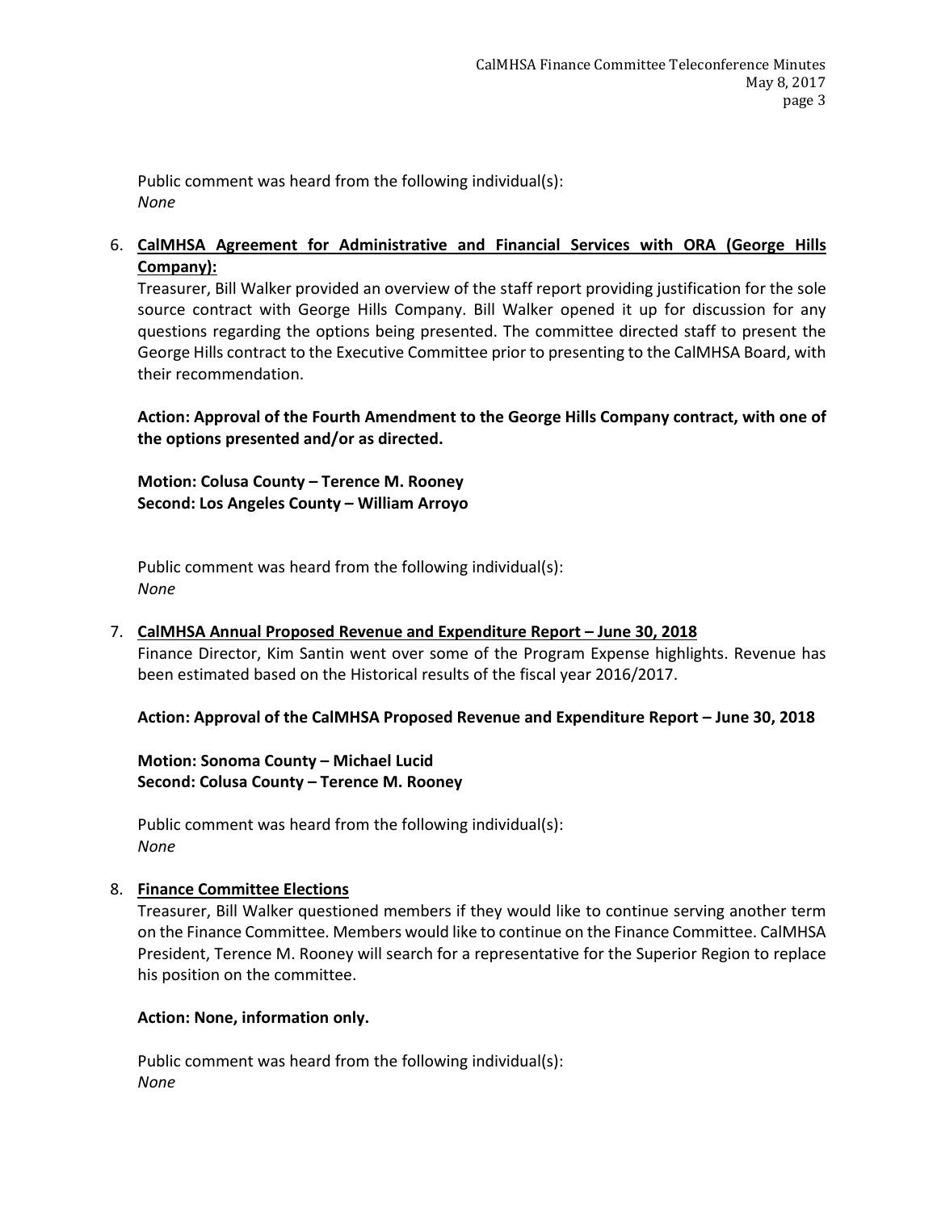Public comment was heard from the following individual(s):
*None*

6. **CalMHSA Agreement for Administrative and Financial Services with ORA (George Hills Company):**

   Treasurer, Bill Walker provided an overview of the staff report providing justification for the sole source contract with George Hills Company. Bill Walker opened it up for discussion for any questions regarding the options being presented. The committee directed staff to present the George Hills contract to the Executive Committee prior to presenting to the CalMHSA Board, with their recommendation.

   **Action: Approval of the Fourth Amendment to the George Hills Company contract, with one of the options presented and/or as directed.**

   **Motion: Colusa County – Terence M. Rooney**
   **Second: Los Angeles County – William Arroyo**

   Public comment was heard from the following individual(s):
   *None*

7. **CalMHSA Annual Proposed Revenue and Expenditure Report – June 30, 2018**

   Finance Director, Kim Santin went over some of the Program Expense highlights. Revenue has been estimated based on the Historical results of the fiscal year 2016/2017.

   **Action: Approval of the CalMHSA Proposed Revenue and Expenditure Report – June 30, 2018**

   **Motion: Sonoma County – Michael Lucid**
   **Second: Colusa County – Terence M. Rooney**

   Public comment was heard from the following individual(s):
   *None*

8. **Finance Committee Elections**

   Treasurer, Bill Walker questioned members if they would like to continue serving another term on the Finance Committee. Members would like to continue on the Finance Committee. CalMHSA President, Terence M. Rooney will search for a representative for the Superior Region to replace his position on the committee.

   **Action: None, information only.**

   Public comment was heard from the following individual(s):
   *None*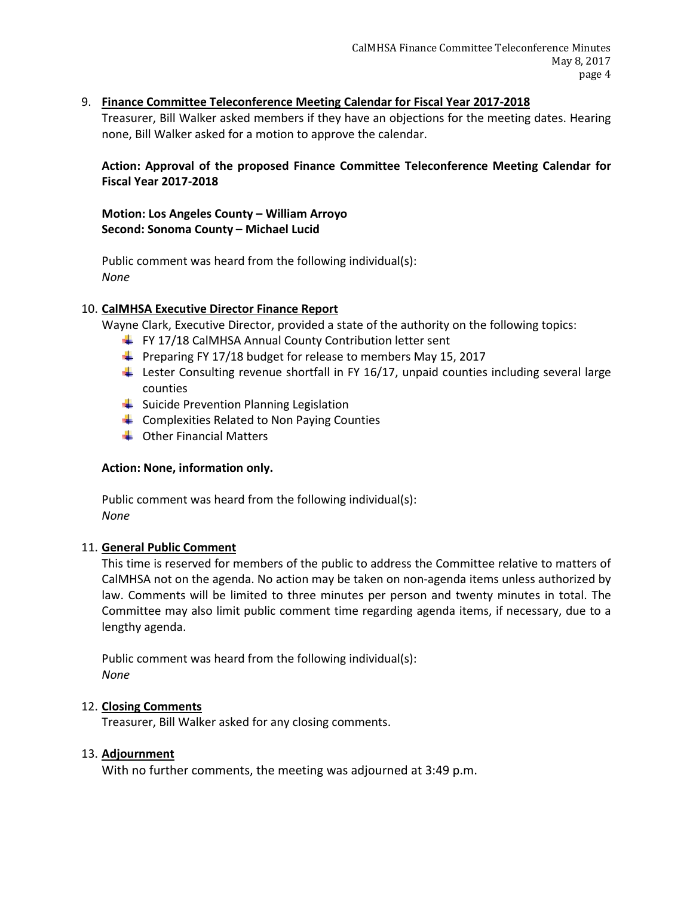9. **<u>Finance Committee Teleconference Meeting Calendar for Fiscal Year 2017-2018</u>**

   Treasurer, Bill Walker asked members if they have an objections for the meeting dates. Hearing none, Bill Walker asked for a motion to approve the calendar.

   **Action: Approval of the proposed Finance Committee Teleconference Meeting Calendar for Fiscal Year 2017-2018**

   **Motion: Los Angeles County – William Arroyo**
   **Second: Sonoma County – Michael Lucid**

   Public comment was heard from the following individual(s):
   *None*

10. **<u>CalMHSA Executive Director Finance Report</u>**

    Wayne Clark, Executive Director, provided a state of the authority on the following topics:

    - FY 17/18 CalMHSA Annual County Contribution letter sent
    - Preparing FY 17/18 budget for release to members May 15, 2017
    - Lester Consulting revenue shortfall in FY 16/17, unpaid counties including several large counties
    - Suicide Prevention Planning Legislation
    - Complexities Related to Non Paying Counties
    - Other Financial Matters

    **Action: None, information only.**

    Public comment was heard from the following individual(s):
    *None*

11. **<u>General Public Comment</u>**

    This time is reserved for members of the public to address the Committee relative to matters of CalMHSA not on the agenda. No action may be taken on non-agenda items unless authorized by law. Comments will be limited to three minutes per person and twenty minutes in total. The Committee may also limit public comment time regarding agenda items, if necessary, due to a lengthy agenda.

    Public comment was heard from the following individual(s):
    *None*

12. **<u>Closing Comments</u>**

    Treasurer, Bill Walker asked for any closing comments.

13. **<u>Adjournment</u>**

    With no further comments, the meeting was adjourned at 3:49 p.m.